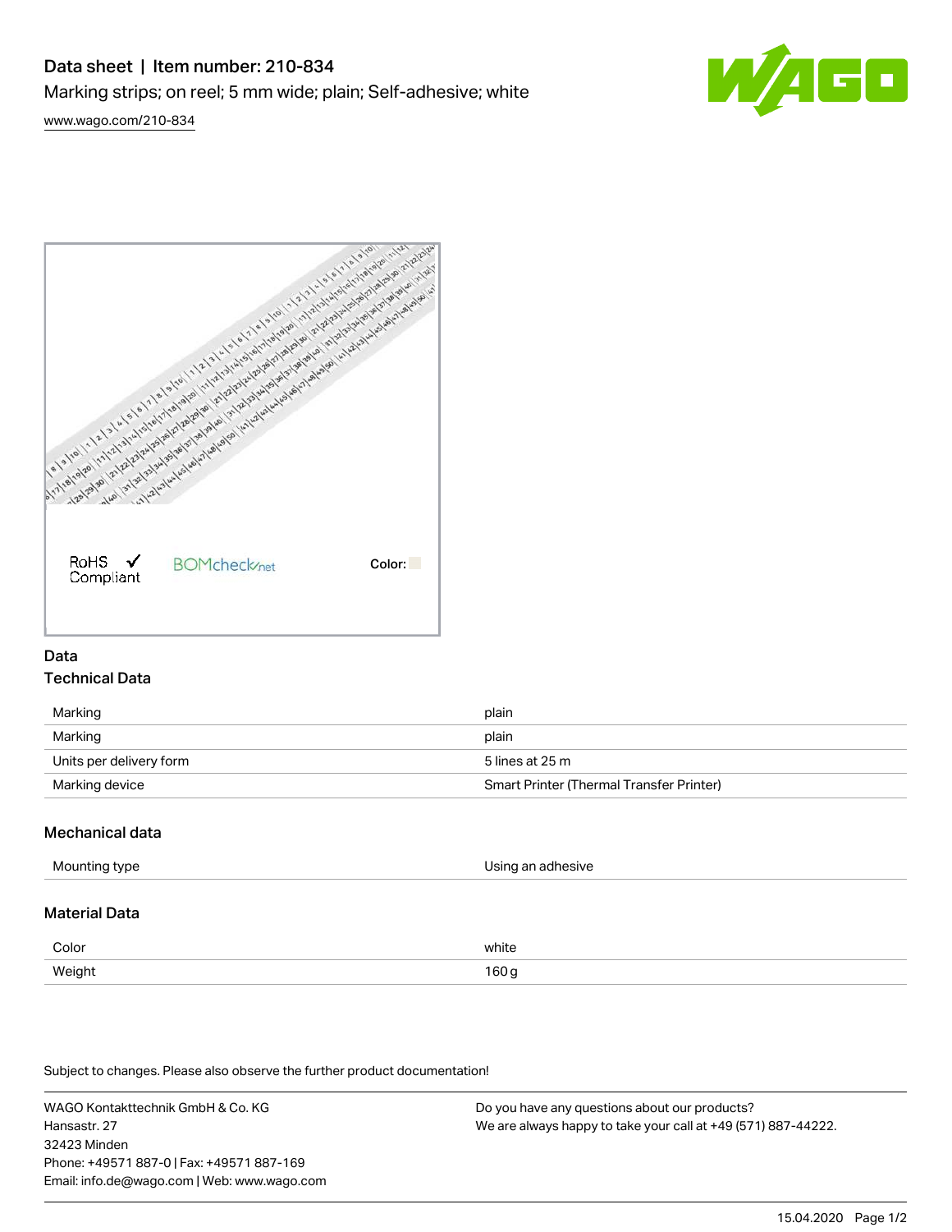# Data sheet | Item number: 210-834

Marking strips; on reel; 5 mm wide; plain; Self-adhesive; white

[www.wago.com/210-834](http://www.wago.com/210-834)

RoHS ✓ Compliant

BOMcheck.net

Color:

## Data

### Technical Data

| | |
|---|---|
| Marking | plain |
| Marking | plain |
| Units per delivery form | 5 lines at 25 m |
| Marking device | Smart Printer (Thermal Transfer Printer) |

### Mechanical data

| | |
|---|---|
| Mounting type | Using an adhesive |

### Material Data

| | |
|---|---|
| Color | white |
| Weight | 160 g |

Subject to changes. Please also observe the further product documentation!

WAGO Kontakttechnik GmbH & Co. KG
Hansastr. 27
32423 Minden
Phone: +49571 887-0 | Fax: +49571 887-169
Email: info.de@wago.com | Web: www.wago.com

Do you have any questions about our products?
We are always happy to take your call at +49 (571) 887-44222.

15.04.2020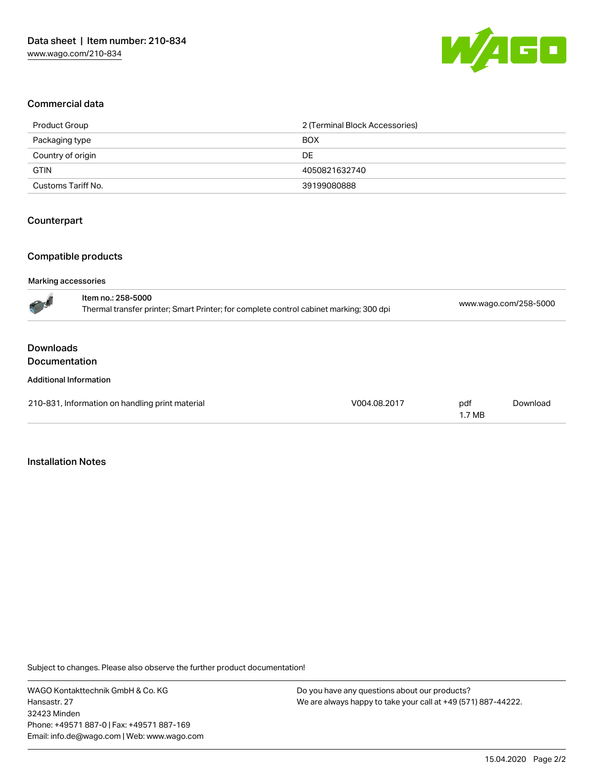## Commercial data

| | |
|---|---|
| Product Group | 2 (Terminal Block Accessories) |
| Packaging type | BOX |
| Country of origin | DE |
| GTIN | 4050821632740 |
| Customs Tariff No. | 39199080888 |

## Counterpart

## Compatible products

### Marking accessories

| | | |
|---|---|---|
| | **Item no.: 258-5000** Thermal transfer printer; Smart Printer; for complete control cabinet marking; 300 dpi | www.wago.com/258-5000 |

## Downloads
## Documentation

### Additional Information

| | | | |
|---|---|---|---|
| 210-831, Information on handling print material | V004.08.2017 | pdf 1.7 MB | Download |

## Installation Notes

Subject to changes. Please also observe the further product documentation!

WAGO Kontakttechnik GmbH & Co. KG
Hansastr. 27
32423 Minden
Phone: +49571 887-0 | Fax: +49571 887-169
Email: info.de@wago.com | Web: www.wago.com

Do you have any questions about our products?
We are always happy to take your call at +49 (571) 887-44222.

15.04.2020